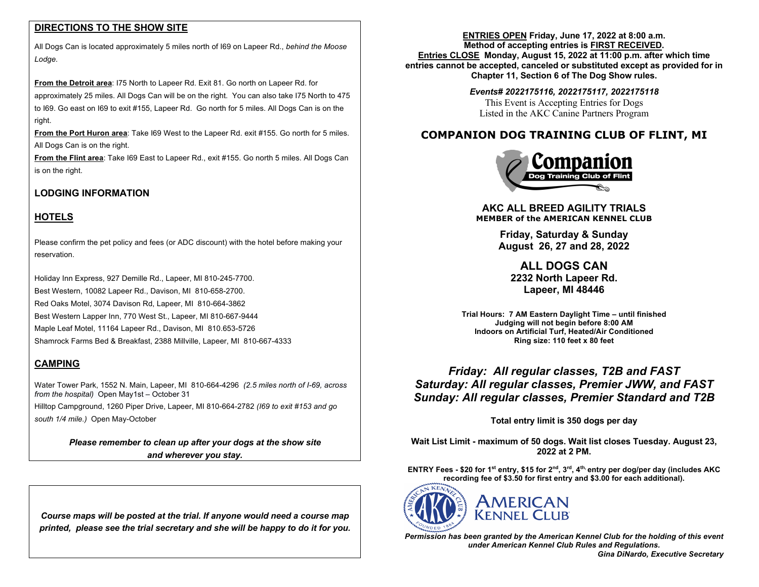## DIRECTIONS TO THE SHOW SITE

All Dogs Can is located approximately 5 miles north of I69 on Lapeer Rd., *behind the Moose Lodge*.

**From the Detroit area**: I75 North to Lapeer Rd. Exit 81. Go north on Lapeer Rd. for approximately 25 miles. All Dogs Can will be on the right. You can also take I75 North to 475 to I69. Go east on I69 to exit #155, Lapeer Rd. Go north for 5 miles. All Dogs Can is on the right.

**From the Port Huron area**: Take I69 West to the Lapeer Rd. exit #155. Go north for 5 miles. All Dogs Can is on the right.

**From the Flint area**: Take I69 East to Lapeer Rd., exit #155. Go north 5 miles. All Dogs Can is on the right.

## LODGING INFORMATION

### HOTELS

Please confirm the pet policy and fees (or ADC discount) with the hotel before making your reservation.

Holiday Inn Express, 927 Demille Rd., Lapeer, MI 810-245-7700.
Best Western, 10082 Lapeer Rd., Davison, MI 810-658-2700.
Red Oaks Motel, 3074 Davison Rd, Lapeer, MI 810-664-3862
Best Western Lapper Inn, 770 West St., Lapeer, MI 810-667-9444
Maple Leaf Motel, 11164 Lapeer Rd., Davison, MI 810.653-5726
Shamrock Farms Bed & Breakfast, 2388 Millville, Lapeer, MI 810-667-4333

### CAMPING

Water Tower Park, 1552 N. Main, Lapeer, MI 810-664-4296 *(2.5 miles north of I-69, across from the hospital)* Open May1st – October 31
Hilltop Campground, 1260 Piper Drive, Lapeer, MI 810-664-2782 *(I69 to exit #153 and go south 1/4 mile.)* Open May-October

***Please remember to clean up after your dogs at the show site and wherever you stay.***

***Course maps will be posted at the trial. If anyone would need a course map printed, please see the trial secretary and she will be happy to do it for you.***

**ENTRIES OPEN Friday, June 17, 2022 at 8:00 a.m.**
**Method of accepting entries is FIRST RECEIVED.**
**Entries CLOSE Monday, August 15, 2022 at 11:00 p.m. after which time entries cannot be accepted, canceled or substituted except as provided for in Chapter 11, Section 6 of The Dog Show rules.**

***Events# 2022175116, 2022175117, 2022175118***
This Event is Accepting Entries for Dogs Listed in the AKC Canine Partners Program

# COMPANION DOG TRAINING CLUB OF FLINT, MI

Companion Dog Training Club of Flint

**AKC ALL BREED AGILITY TRIALS**
**MEMBER of the AMERICAN KENNEL CLUB**

**Friday, Saturday & Sunday**
**August 26, 27 and 28, 2022**

**ALL DOGS CAN**
**2232 North Lapeer Rd.**
**Lapeer, MI 48446**

**Trial Hours: 7 AM Eastern Daylight Time – until finished**
**Judging will not begin before 8:00 AM**
**Indoors on Artificial Turf, Heated/Air Conditioned**
**Ring size: 110 feet x 80 feet**

***Friday: All regular classes, T2B and FAST***
***Saturday: All regular classes, Premier JWW, and FAST***
***Sunday: All regular classes, Premier Standard and T2B***

**Total entry limit is 350 dogs per day**

**Wait List Limit - maximum of 50 dogs. Wait list closes Tuesday. August 23, 2022 at 2 PM.**

**ENTRY Fees - $20 for 1st entry, $15 for 2nd, 3rd, 4th entry per dog/per day (includes AKC recording fee of $3.50 for first entry and $3.00 for each additional).**

American Kennel Club

***Permission has been granted by the American Kennel Club for the holding of this event under American Kennel Club Rules and Regulations.***
***Gina DiNardo, Executive Secretary***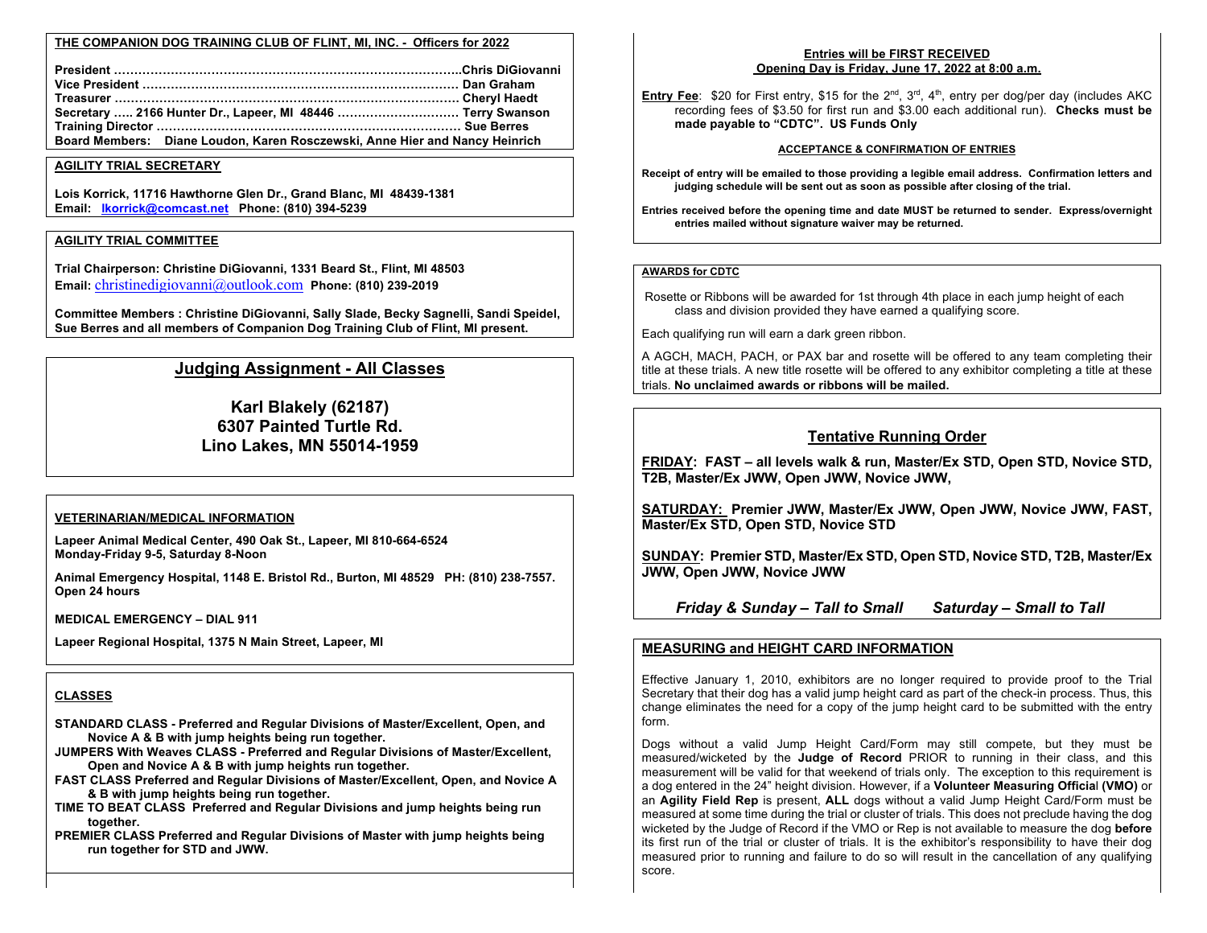**THE COMPANION DOG TRAINING CLUB OF FLINT, MI, INC. - Officers for 2022**

**President ……………………………………………………………………….Chris DiGiovanni**
**Vice President …………………………………………………………………. Dan Graham**
**Treasurer ………………………………………………………………………. Cheryl Haedt**
**Secretary ….. 2166 Hunter Dr., Lapeer, MI 48446 ………………………… Terry Swanson**
**Training Director ……………………………………………………………… Sue Berres**
**Board Members: Diane Loudon, Karen Rosczewski, Anne Hier and Nancy Heinrich**

**AGILITY TRIAL SECRETARY**

**Lois Korrick, 11716 Hawthorne Glen Dr., Grand Blanc, MI 48439-1381**
**Email: lkorrick@comcast.net Phone: (810) 394-5239**

**AGILITY TRIAL COMMITTEE**

**Trial Chairperson: Christine DiGiovanni, 1331 Beard St., Flint, MI 48503**
**Email:** christinedigiovanni@outlook.com **Phone: (810) 239-2019**

**Committee Members : Christine DiGiovanni, Sally Slade, Becky Sagnelli, Sandi Speidel, Sue Berres and all members of Companion Dog Training Club of Flint, MI present.**

## Judging Assignment - All Classes

**Karl Blakely (62187)**
**6307 Painted Turtle Rd.**
**Lino Lakes, MN 55014-1959**

**VETERINARIAN/MEDICAL INFORMATION**

**Lapeer Animal Medical Center, 490 Oak St., Lapeer, MI 810-664-6524**
**Monday-Friday 9-5, Saturday 8-Noon**

**Animal Emergency Hospital, 1148 E. Bristol Rd., Burton, MI 48529 PH: (810) 238-7557. Open 24 hours**

**MEDICAL EMERGENCY – DIAL 911**

**Lapeer Regional Hospital, 1375 N Main Street, Lapeer, MI**

**CLASSES**

**STANDARD CLASS - Preferred and Regular Divisions of Master/Excellent, Open, and Novice A & B with jump heights being run together.**
**JUMPERS With Weaves CLASS - Preferred and Regular Divisions of Master/Excellent, Open and Novice A & B with jump heights run together.**
**FAST CLASS Preferred and Regular Divisions of Master/Excellent, Open, and Novice A & B with jump heights being run together.**
**TIME TO BEAT CLASS Preferred and Regular Divisions and jump heights being run together.**
**PREMIER CLASS Preferred and Regular Divisions of Master with jump heights being run together for STD and JWW.**

**Entries will be FIRST RECEIVED**
**Opening Day is Friday, June 17, 2022 at 8:00 a.m.**

**Entry Fee**: $20 for First entry, $15 for the 2nd, 3rd, 4th, entry per dog/per day (includes AKC recording fees of $3.50 for first run and $3.00 each additional run). **Checks must be made payable to "CDTC". US Funds Only**

**ACCEPTANCE & CONFIRMATION OF ENTRIES**

**Receipt of entry will be emailed to those providing a legible email address. Confirmation letters and judging schedule will be sent out as soon as possible after closing of the trial.**

**Entries received before the opening time and date MUST be returned to sender. Express/overnight entries mailed without signature waiver may be returned.**

**AWARDS for CDTC**

Rosette or Ribbons will be awarded for 1st through 4th place in each jump height of each class and division provided they have earned a qualifying score.

Each qualifying run will earn a dark green ribbon.

A AGCH, MACH, PACH, or PAX bar and rosette will be offered to any team completing their title at these trials. A new title rosette will be offered to any exhibitor completing a title at these trials. **No unclaimed awards or ribbons will be mailed.**

## Tentative Running Order

**FRIDAY: FAST – all levels walk & run, Master/Ex STD, Open STD, Novice STD, T2B, Master/Ex JWW, Open JWW, Novice JWW,**

**SATURDAY: Premier JWW, Master/Ex JWW, Open JWW, Novice JWW, FAST, Master/Ex STD, Open STD, Novice STD**

**SUNDAY: Premier STD, Master/Ex STD, Open STD, Novice STD, T2B, Master/Ex JWW, Open JWW, Novice JWW**

***Friday & Sunday – Tall to Small Saturday – Small to Tall***

**MEASURING and HEIGHT CARD INFORMATION**

Effective January 1, 2010, exhibitors are no longer required to provide proof to the Trial Secretary that their dog has a valid jump height card as part of the check-in process. Thus, this change eliminates the need for a copy of the jump height card to be submitted with the entry form.

Dogs without a valid Jump Height Card/Form may still compete, but they must be measured/wicketed by the **Judge of Record** PRIOR to running in their class, and this measurement will be valid for that weekend of trials only. The exception to this requirement is a dog entered in the 24" height division. However, if a **Volunteer Measuring Official (VMO)** or an **Agility Field Rep** is present, **ALL** dogs without a valid Jump Height Card/Form must be measured at some time during the trial or cluster of trials. This does not preclude having the dog wicketed by the Judge of Record if the VMO or Rep is not available to measure the dog **before** its first run of the trial or cluster of trials. It is the exhibitor's responsibility to have their dog measured prior to running and failure to do so will result in the cancellation of any qualifying score.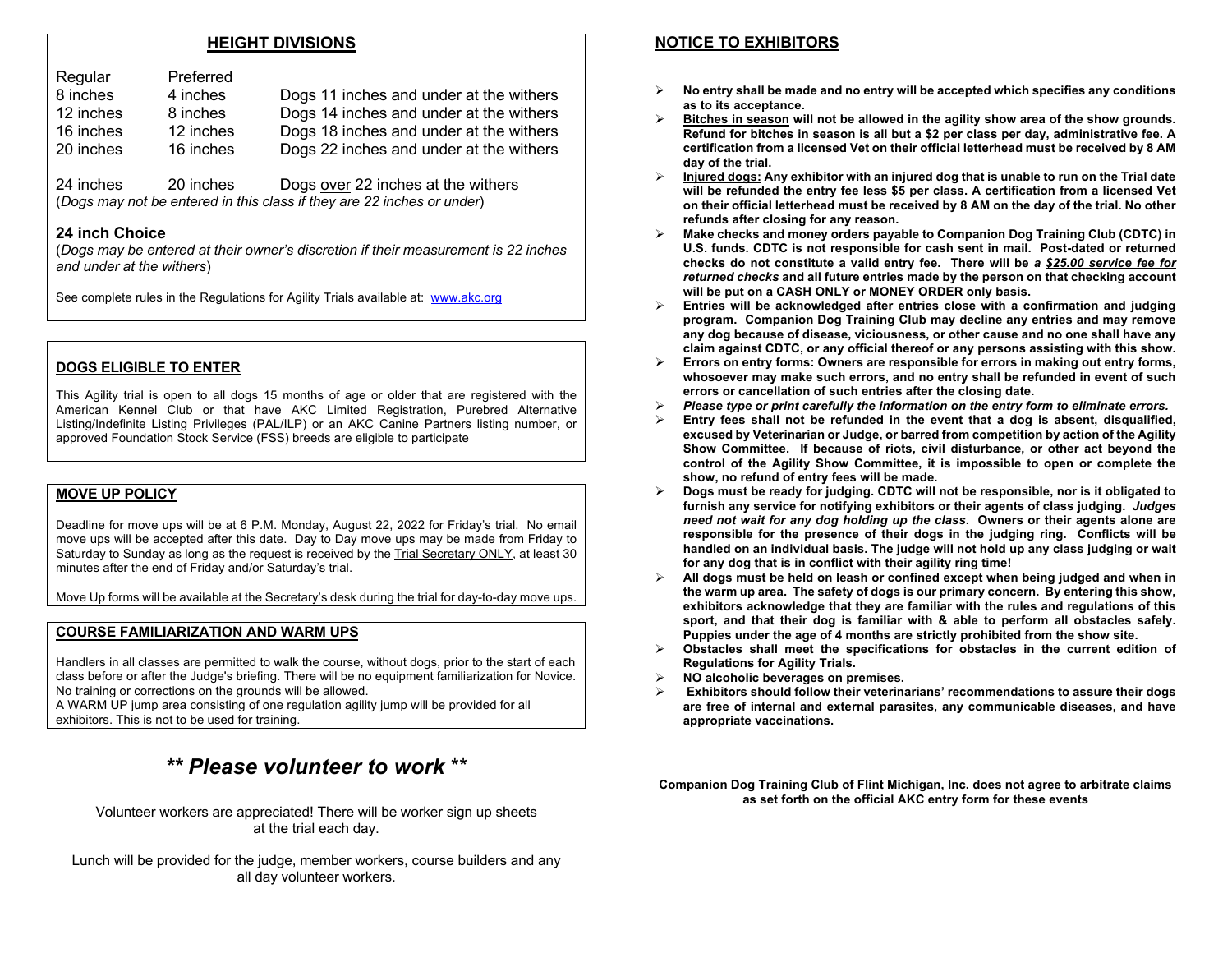## HEIGHT DIVISIONS

| Regular | Preferred | |
|---|---|---|
| 8 inches | 4 inches | Dogs 11 inches and under at the withers |
| 12 inches | 8 inches | Dogs 14 inches and under at the withers |
| 16 inches | 12 inches | Dogs 18 inches and under at the withers |
| 20 inches | 16 inches | Dogs 22 inches and under at the withers |
| 24 inches | 20 inches | Dogs over 22 inches at the withers |

(*Dogs may not be entered in this class if they are 22 inches or under*)

### 24 inch Choice

(*Dogs may be entered at their owner's discretion if their measurement is 22 inches and under at the withers*)

See complete rules in the Regulations for Agility Trials available at: www.akc.org

## DOGS ELIGIBLE TO ENTER

This Agility trial is open to all dogs 15 months of age or older that are registered with the American Kennel Club or that have AKC Limited Registration, Purebred Alternative Listing/Indefinite Listing Privileges (PAL/ILP) or an AKC Canine Partners listing number, or approved Foundation Stock Service (FSS) breeds are eligible to participate

## MOVE UP POLICY

Deadline for move ups will be at 6 P.M. Monday, August 22, 2022 for Friday's trial. No email move ups will be accepted after this date. Day to Day move ups may be made from Friday to Saturday to Sunday as long as the request is received by the Trial Secretary ONLY, at least 30 minutes after the end of Friday and/or Saturday's trial.

Move Up forms will be available at the Secretary's desk during the trial for day-to-day move ups.

## COURSE FAMILIARIZATION AND WARM UPS

Handlers in all classes are permitted to walk the course, without dogs, prior to the start of each class before or after the Judge's briefing. There will be no equipment familiarization for Novice. No training or corrections on the grounds will be allowed.
A WARM UP jump area consisting of one regulation agility jump will be provided for all exhibitors. This is not to be used for training.

## *\*\* Please volunteer to work \*\**

Volunteer workers are appreciated! There will be worker sign up sheets at the trial each day.

Lunch will be provided for the judge, member workers, course builders and any all day volunteer workers.

## NOTICE TO EXHIBITORS

- **No entry shall be made and no entry will be accepted which specifies any conditions as to its acceptance.**
- **Bitches in season will not be allowed in the agility show area of the show grounds. Refund for bitches in season is all but a $2 per class per day, administrative fee. A certification from a licensed Vet on their official letterhead must be received by 8 AM day of the trial.**
- **Injured dogs: Any exhibitor with an injured dog that is unable to run on the Trial date will be refunded the entry fee less $5 per class. A certification from a licensed Vet on their official letterhead must be received by 8 AM on the day of the trial. No other refunds after closing for any reason.**
- **Make checks and money orders payable to Companion Dog Training Club (CDTC) in U.S. funds. CDTC is not responsible for cash sent in mail. Post-dated or returned checks do not constitute a valid entry fee. There will be *a $25.00 service fee for returned checks* and all future entries made by the person on that checking account will be put on a CASH ONLY or MONEY ORDER only basis.**
- **Entries will be acknowledged after entries close with a confirmation and judging program. Companion Dog Training Club may decline any entries and may remove any dog because of disease, viciousness, or other cause and no one shall have any claim against CDTC, or any official thereof or any persons assisting with this show.**
- **Errors on entry forms: Owners are responsible for errors in making out entry forms, whosoever may make such errors, and no entry shall be refunded in event of such errors or cancellation of such entries after the closing date.**
- ***Please type or print carefully the information on the entry form to eliminate errors.***
- **Entry fees shall not be refunded in the event that a dog is absent, disqualified, excused by Veterinarian or Judge, or barred from competition by action of the Agility Show Committee. If because of riots, civil disturbance, or other act beyond the control of the Agility Show Committee, it is impossible to open or complete the show, no refund of entry fees will be made.**
- **Dogs must be ready for judging. CDTC will not be responsible, nor is it obligated to furnish any service for notifying exhibitors or their agents of class judging. *Judges need not wait for any dog holding up the class*. Owners or their agents alone are responsible for the presence of their dogs in the judging ring. Conflicts will be handled on an individual basis. The judge will not hold up any class judging or wait for any dog that is in conflict with their agility ring time!**
- **All dogs must be held on leash or confined except when being judged and when in the warm up area. The safety of dogs is our primary concern. By entering this show, exhibitors acknowledge that they are familiar with the rules and regulations of this sport, and that their dog is familiar with & able to perform all obstacles safely. Puppies under the age of 4 months are strictly prohibited from the show site.**
- **Obstacles shall meet the specifications for obstacles in the current edition of Regulations for Agility Trials.**
- **NO alcoholic beverages on premises.**
- **Exhibitors should follow their veterinarians' recommendations to assure their dogs are free of internal and external parasites, any communicable diseases, and have appropriate vaccinations.**

**Companion Dog Training Club of Flint Michigan, Inc. does not agree to arbitrate claims as set forth on the official AKC entry form for these events**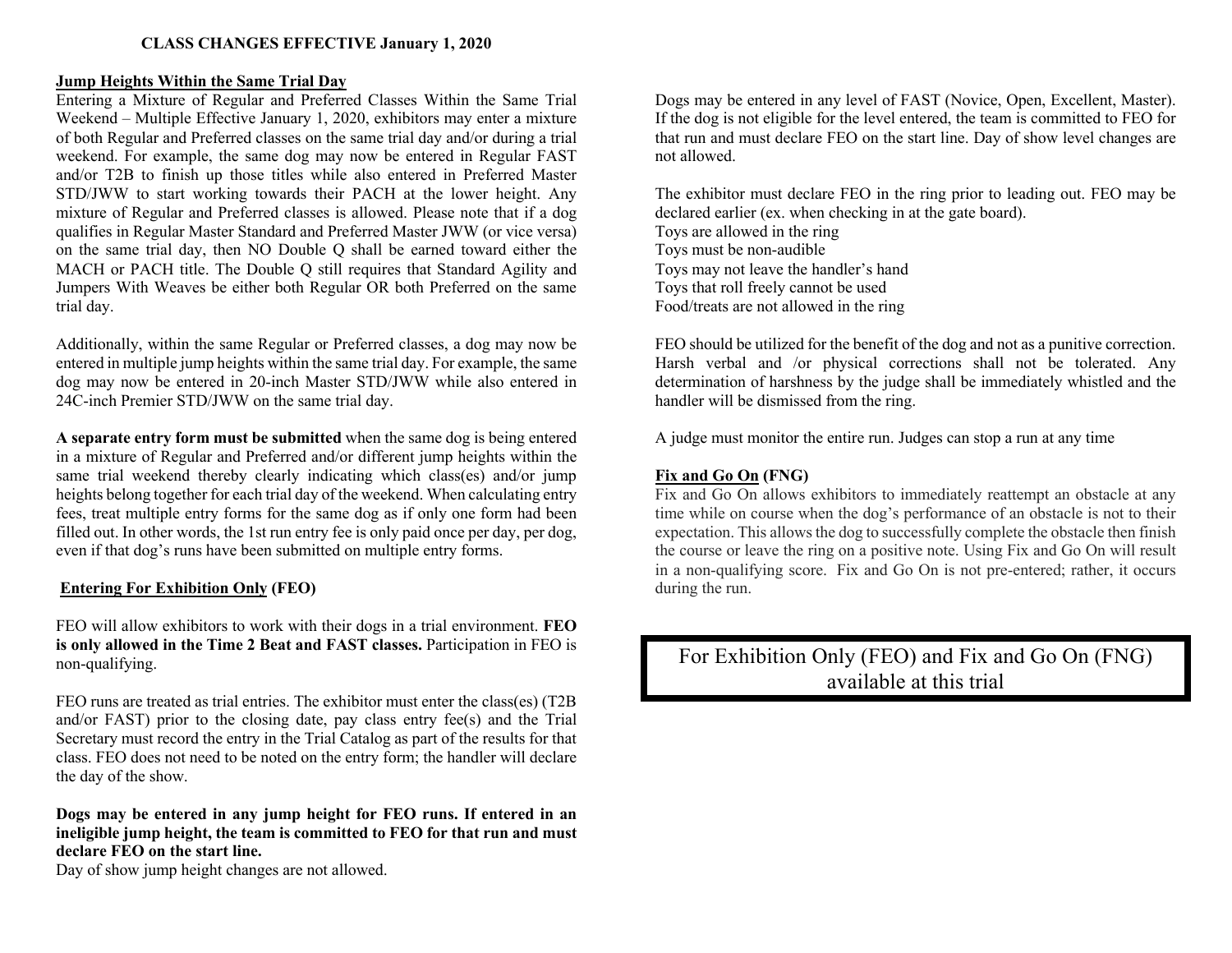## CLASS CHANGES EFFECTIVE January 1, 2020

### Jump Heights Within the Same Trial Day

Entering a Mixture of Regular and Preferred Classes Within the Same Trial Weekend – Multiple Effective January 1, 2020, exhibitors may enter a mixture of both Regular and Preferred classes on the same trial day and/or during a trial weekend. For example, the same dog may now be entered in Regular FAST and/or T2B to finish up those titles while also entered in Preferred Master STD/JWW to start working towards their PACH at the lower height. Any mixture of Regular and Preferred classes is allowed. Please note that if a dog qualifies in Regular Master Standard and Preferred Master JWW (or vice versa) on the same trial day, then NO Double Q shall be earned toward either the MACH or PACH title. The Double Q still requires that Standard Agility and Jumpers With Weaves be either both Regular OR both Preferred on the same trial day.

Additionally, within the same Regular or Preferred classes, a dog may now be entered in multiple jump heights within the same trial day. For example, the same dog may now be entered in 20-inch Master STD/JWW while also entered in 24C-inch Premier STD/JWW on the same trial day.

**A separate entry form must be submitted** when the same dog is being entered in a mixture of Regular and Preferred and/or different jump heights within the same trial weekend thereby clearly indicating which class(es) and/or jump heights belong together for each trial day of the weekend. When calculating entry fees, treat multiple entry forms for the same dog as if only one form had been filled out. In other words, the 1st run entry fee is only paid once per day, per dog, even if that dog's runs have been submitted on multiple entry forms.

### Entering For Exhibition Only (FEO)

FEO will allow exhibitors to work with their dogs in a trial environment. **FEO is only allowed in the Time 2 Beat and FAST classes.** Participation in FEO is non-qualifying.

FEO runs are treated as trial entries. The exhibitor must enter the class(es) (T2B and/or FAST) prior to the closing date, pay class entry fee(s) and the Trial Secretary must record the entry in the Trial Catalog as part of the results for that class. FEO does not need to be noted on the entry form; the handler will declare the day of the show.

**Dogs may be entered in any jump height for FEO runs. If entered in an ineligible jump height, the team is committed to FEO for that run and must declare FEO on the start line.**
Day of show jump height changes are not allowed.

Dogs may be entered in any level of FAST (Novice, Open, Excellent, Master). If the dog is not eligible for the level entered, the team is committed to FEO for that run and must declare FEO on the start line. Day of show level changes are not allowed.

The exhibitor must declare FEO in the ring prior to leading out. FEO may be declared earlier (ex. when checking in at the gate board).
Toys are allowed in the ring
Toys must be non-audible
Toys may not leave the handler's hand
Toys that roll freely cannot be used
Food/treats are not allowed in the ring

FEO should be utilized for the benefit of the dog and not as a punitive correction. Harsh verbal and /or physical corrections shall not be tolerated. Any determination of harshness by the judge shall be immediately whistled and the handler will be dismissed from the ring.

A judge must monitor the entire run. Judges can stop a run at any time

### Fix and Go On (FNG)

Fix and Go On allows exhibitors to immediately reattempt an obstacle at any time while on course when the dog's performance of an obstacle is not to their expectation. This allows the dog to successfully complete the obstacle then finish the course or leave the ring on a positive note. Using Fix and Go On will result in a non-qualifying score. Fix and Go On is not pre-entered; rather, it occurs during the run.

For Exhibition Only (FEO) and Fix and Go On (FNG) available at this trial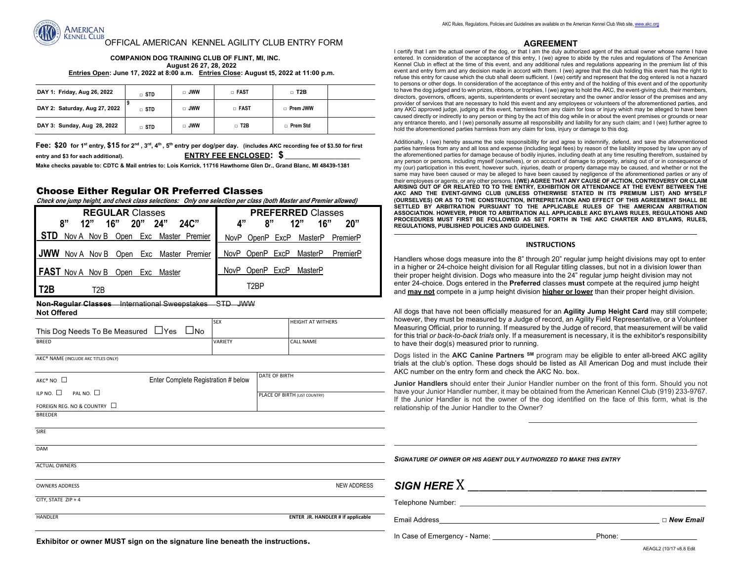AMERICAN KENNEL CLUB

# OFFICAL AMERICAN KENNEL AGILITY CLUB ENTRY FORM

**COMPANION DOG TRAINING CLUB OF FLINT, MI, INC.**
**August 26 27, 28, 2022**
**Entries Open: June 17, 2022 at 8:00 a.m. Entries Close: August t5, 2022 at 11:00 p.m.**

| | | | | | |
|---|---|---|---|---|---|
| DAY 1: Friday, Aug 26, 2022 | □ STD | □ JWW | □ FAST | □ T2B | |
| DAY 2: Saturday, Aug 27, 2022 | 9 □ STD | □ JWW | □ FAST | □ Prem JWW | |
| DAY 3: Sunday, Aug 28, 2022 | □ STD | □ JWW | □ T2B | □ Prem Std | |

**Fee: $20 for 1st entry, $15 for 2nd, 3rd, 4th, 5th entry per dog/per day. (includes AKC recording fee of $3.50 for first entry and $3 for each additional).** **ENTRY FEE ENCLOSED: $ __________**

**Make checks payable to: CDTC & Mail entries to: Lois Korrick, 11716 Hawthorne Glen Dr., Grand Blanc, MI 48439-1381**

## Choose Either Regular OR Preferred Classes

***Check one jump height, and check class selections: Only one selection per class (both Master and Premier allowed)***

| REGULAR Classes 8" 12" 16" 20" 24" 24C" | PREFERRED Classes 4" 8" 12" 16" 20" |
|---|---|
| **STD** Nov A Nov B Open Exc Master Premier | NovP OpenP ExcP MasterP PremierP |
| **JWW** Nov A Nov B Open Exc Master Premier | NovP OpenP ExcP MasterP PremierP |
| **FAST** Nov A Nov B Open Exc Master | NovP OpenP ExcP MasterP |
| **T2B** T2B | T2BP |

~~**Non-Regular Classes** International Sweepstakes STD JWW~~
**Not Offered**

| | | |
|---|---|---|
| This Dog Needs To Be Measured ☐Yes ☐No | SEX | HEIGHT AT WITHERS |
| BREED | VARIETY | CALL NAME |

AKC® NAME (INCLUDE AKC TITLES ONLY)

| | |
|---|---|
| AKC® NO ☐ Enter Complete Registration # below | DATE OF BIRTH |
| ILP NO. ☐ PAL NO. ☐ | PLACE OF BIRTH (LIST COUNTRY) |
| FOREIGN REG. NO & COUNTRY ☐ | |

BREEDER

SIRE

DAM

ACTUAL OWNERS

OWNERS ADDRESS NEW ADDRESS

CITY, STATE ZIP + 4

HANDLER ENTER JR. HANDLER # if applicable

**Exhibitor or owner MUST sign on the signature line beneath the instructions.**

AKC Rules, Regulations, Policies and Guidelines are available on the American Kennel Club Web site, www.akc.org

## AGREEMENT

I certify that I am the actual owner of the dog, or that I am the duly authorized agent of the actual owner whose name I have entered. In consideration of the acceptance of this entry, I (we) agree to abide by the rules and regulations of The American Kennel Club in effect at the time of this event, and any additional rules and regulations appearing in the premium list of this event and entry form and any decision made in accord with them. I (we) agree that the club holding this event has the right to refuse this entry for cause which the club shall deem sufficient. I (we) certify and represent that the dog entered is not a hazard to persons or other dogs. In consideration of the acceptance of this entry and of the holding of this event and of the opportunity to have the dog judged and to win prizes, ribbons, or trophies, I (we) agree to hold the AKC, the event-giving club, their members, directors, governors, officers, agents, superintendents or event secretary and the owner and/or lessor of the premises and any provider of services that are necessary to hold this event and any employees or volunteers of the aforementioned parties, and any AKC approved judge, judging at this event, harmless from any claim for loss or injury which may be alleged to have been caused directly or indirectly to any person or thing by the act of this dog while in or about the event premises or grounds or near any entrance thereto, and I (we) personally assume all responsibility and liability for any such claim; and I (we) further agree to hold the aforementioned parties harmless from any claim for loss, injury or damage to this dog.

Additionally, I (we) hereby assume the sole responsibility for and agree to indemnify, defend, and save the aforementioned parties harmless from any and all loss and expense (including legal fees) by reason of the liability imposed by law upon any of the aforementioned parties for damage because of bodily injuries, including death at any time resulting therefrom, sustained by any person or persons, including myself (ourselves), or on account of damage to property, arising out of or in consequence of my (our) participation in this event, however such, injuries, death or property damage may be caused, and whether or not the same may have been caused or may be alleged to have been caused by negligence of the aforementioned parties or any of their employees or agents, or any other persons. **I (WE) AGREE THAT ANY CAUSE OF ACTION, CONTROVERSY OR CLAIM ARISING OUT OF OR RELATED TO TO THE ENTRY, EXHIBITION OR ATTENDANCE AT THE EVENT BETWEEN THE AKC AND THE EVENT-GIVING CLUB (UNLESS OTHERWISE STATED IN ITS PREMIUM LIST) AND MYSELF (OURSELVES) OR AS TO THE CONSTRUCTION, INTREPRETATION AND EFFECT OF THIS AGREEMENT SHALL BE SETTLED BY ARBITRATION PURSUANT TO THE APPLICABLE RULES OF THE AMERICAN ARBITRATION ASSOCIATION. HOWEVER, PRIOR TO ARBITRATION ALL APPLICABLE AKC BYLAWS RULES, REGULATIONS AND PROCEDURES MUST FIRST BE FOLLOWED AS SET FORTH IN THE AKC CHARTER AND BYLAWS, RULES, REGULATIONS, PUBLISHED POLICIES AND GUIDELINES.**

### INSTRUCTIONS

Handlers whose dogs measure into the 8" through 20" regular jump height divisions may opt to enter in a higher or 24-choice height division for all Regular titling classes, but not in a division lower than their proper height division. Dogs who measure into the 24" regular jump height division may not enter 24-choice. Dogs entered in the **Preferred** classes **must** compete at the required jump height and **may not** compete in a jump height division **higher or lower** than their proper height division.

All dogs that have not been officially measured for an **Agility Jump Height Card** may still compete; however, they must be measured by *a* Judge of record, an Agility Field Representative, or a Volunteer Measuring Official, prior to running. If measured by the Judge of record, that measurement will be valid for this trial *or back-to-back trials* only. If a measurement is necessary, it is the exhibitor's responsibility to have their dog(s) measured prior to running.

Dogs listed in the **AKC Canine Partners SM** program may be eligible to enter all-breed AKC agility trials at the club's option. These dogs should be listed as All American Dog and must include their AKC number on the entry form and check the AKC No. box.

**Junior Handlers** should enter their Junior Handler number on the front of this form. Should you not have your Junior Handler number, it may be obtained from the American Kennel Club (919) 233-9767. If the Junior Handler is not the owner of the dog identified on the face of this form, what is the relationship of the Junior Handler to the Owner?

___________________________

***SIGNATURE OF OWNER OR HIS AGENT DULY AUTHORIZED TO MAKE THIS ENTRY***

***SIGN HERE*** X ___________________________

Telephone Number: ___________________________

Email Address ___________________________ □ ***New Email***

In Case of Emergency - Name: ______________ Phone: ______________

AEAGL2 (10/17 v8.8 Edit